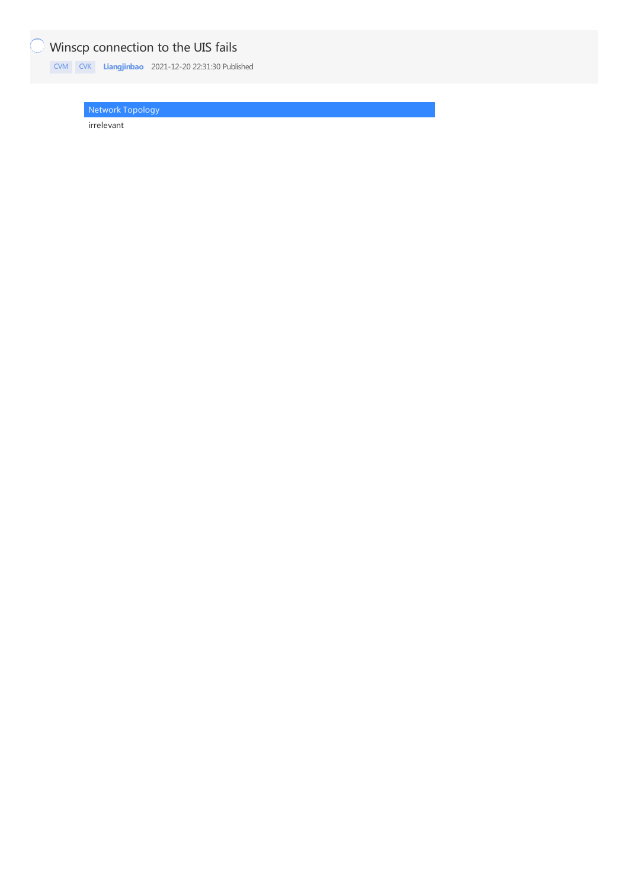# Winscp connection to the UIS fails

CVM CVK **Liangjinbao** 2021-12-20 22:31:30 Published

## Network Topology

irrelevant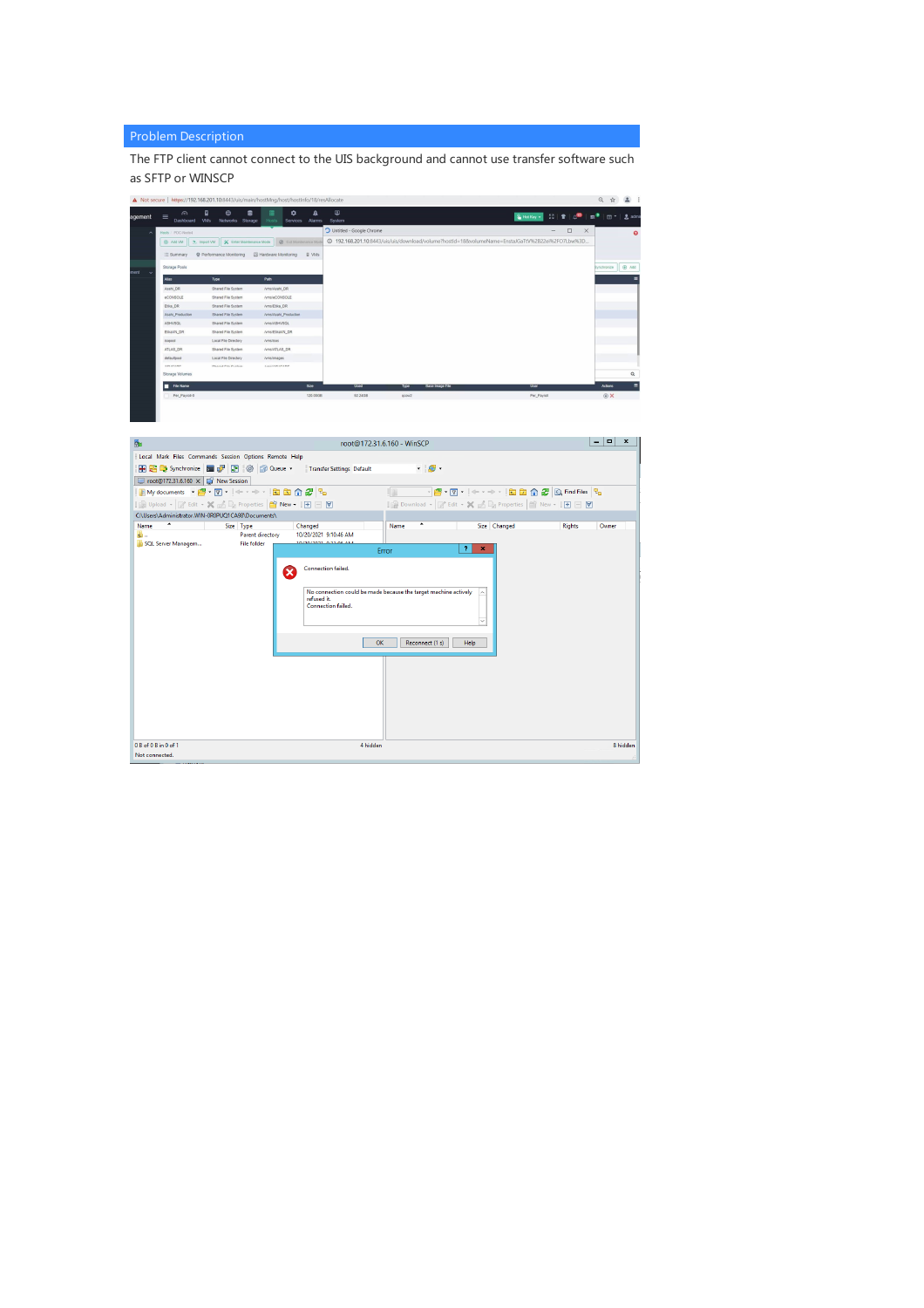## Problem Description

The FTP client cannot connect to the UIS background and cannot use transfer software such as SFTP or WINSCP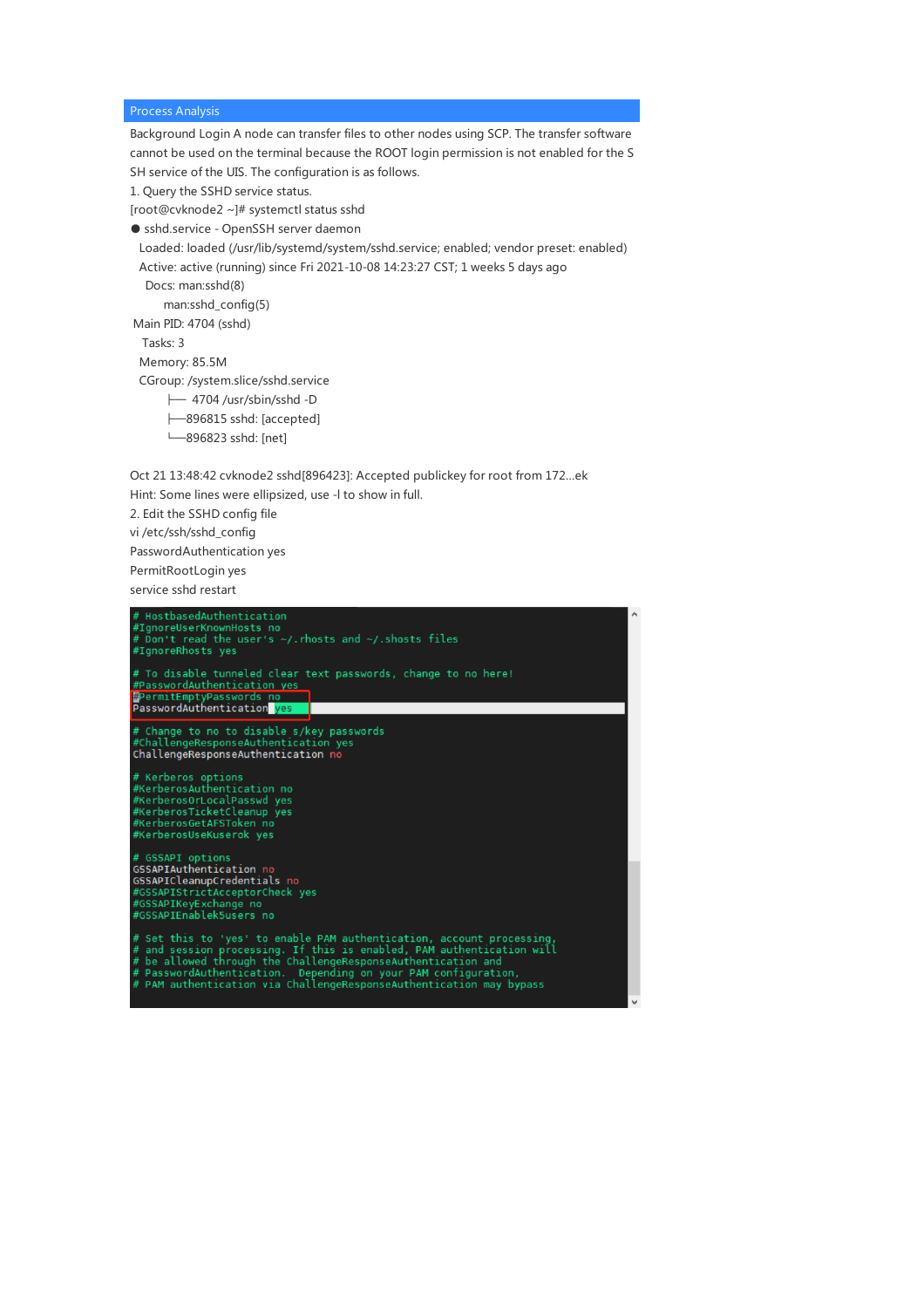## Process Analysis

Background Login A node can transfer files to other nodes using SCP. The transfer software cannot be used on the terminal because the ROOT login permission is not enabled for the SSH service of the UIS. The configuration is as follows.

1. Query the SSHD service status.

```
[root@cvknode2 ~]# systemctl status sshd
● sshd.service - OpenSSH server daemon
  Loaded: loaded (/usr/lib/systemd/system/sshd.service; enabled; vendor preset: enabled)
  Active: active (running) since Fri 2021-10-08 14:23:27 CST; 1 weeks 5 days ago
    Docs: man:sshd(8)
          man:sshd_config(5)
 Main PID: 4704 (sshd)
   Tasks: 3
  Memory: 85.5M
  CGroup: /system.slice/sshd.service
          ├── 4704 /usr/sbin/sshd -D
          ├──896815 sshd: [accepted]
          └──896823 sshd: [net]

Oct 21 13:48:42 cvknode2 sshd[896423]: Accepted publickey for root from 172...ek
Hint: Some lines were ellipsized, use -l to show in full.
```

2. Edit the SSHD config file

```
vi /etc/ssh/sshd_config
PasswordAuthentication yes
PermitRootLogin yes
service sshd restart
```

```
# HostbasedAuthentication
#IgnoreUserKnownHosts no
# Don't read the user's ~/.rhosts and ~/.shosts files
#IgnoreRhosts yes

# To disable tunneled clear text passwords, change to no here!
#PasswordAuthentication yes
#PermitEmptyPasswords no
PasswordAuthentication yes

# Change to no to disable s/key passwords
#ChallengeResponseAuthentication yes
ChallengeResponseAuthentication no

# Kerberos options
#KerberosAuthentication no
#KerberosOrLocalPasswd yes
#KerberosTicketCleanup yes
#KerberosGetAFSToken no
#KerberosUseKuserok yes

# GSSAPI options
GSSAPIAuthentication no
GSSAPICleanupCredentials no
#GSSAPIStrictAcceptorCheck yes
#GSSAPIKeyExchange no
#GSSAPIEnablek5users no

# Set this to 'yes' to enable PAM authentication, account processing,
# and session processing. If this is enabled, PAM authentication will
# be allowed through the ChallengeResponseAuthentication and
# PasswordAuthentication.  Depending on your PAM configuration,
# PAM authentication via ChallengeResponseAuthentication may bypass
```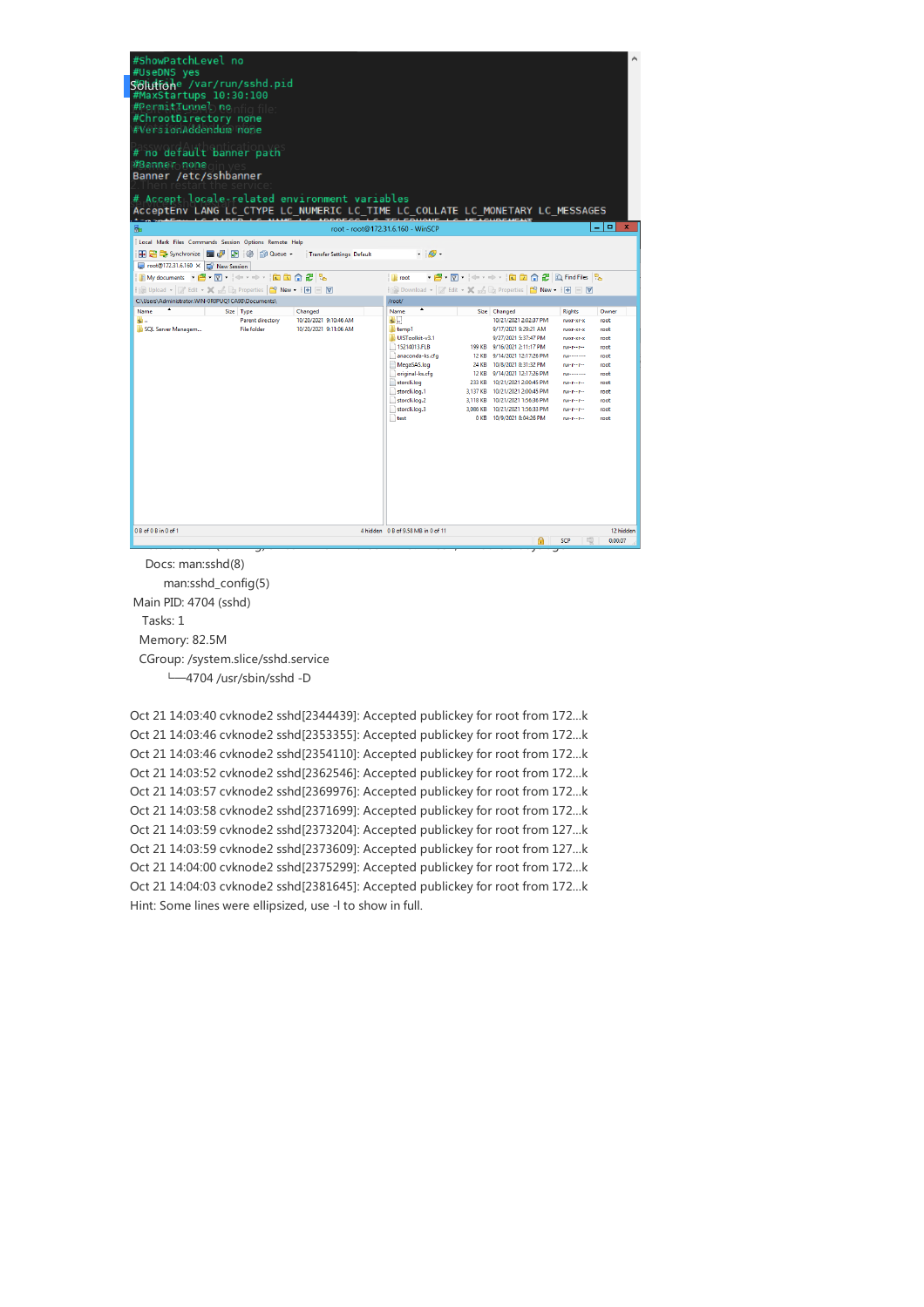```
#ShowPatchLevel no
#UseDNS yes
#PidFile /var/run/sshd.pid
#MaxStartups 10:30:100
#PermitTunnel no
#ChrootDirectory none
#VersionAddendum none

# no default banner path
#Banner none
Banner /etc/sshbanner

# Accept locale-related environment variables
AcceptEnv LANG LC_CTYPE LC_NUMERIC LC_TIME LC_COLLATE LC_MONETARY LC_MESSAGES
```

```
  Docs: man:sshd(8)
        man:sshd_config(5)
Main PID: 4704 (sshd)
   Tasks: 1
  Memory: 82.5M
  CGroup: /system.slice/sshd.service
          └─4704 /usr/sbin/sshd -D

Oct 21 14:03:40 cvknode2 sshd[2344439]: Accepted publickey for root from 172...k
Oct 21 14:03:46 cvknode2 sshd[2353355]: Accepted publickey for root from 172...k
Oct 21 14:03:46 cvknode2 sshd[2354110]: Accepted publickey for root from 172...k
Oct 21 14:03:52 cvknode2 sshd[2362546]: Accepted publickey for root from 172...k
Oct 21 14:03:57 cvknode2 sshd[2369976]: Accepted publickey for root from 172...k
Oct 21 14:03:58 cvknode2 sshd[2371699]: Accepted publickey for root from 172...k
Oct 21 14:03:59 cvknode2 sshd[2373204]: Accepted publickey for root from 127...k
Oct 21 14:03:59 cvknode2 sshd[2373609]: Accepted publickey for root from 127...k
Oct 21 14:04:00 cvknode2 sshd[2375299]: Accepted publickey for root from 172...k
Oct 21 14:04:03 cvknode2 sshd[2381645]: Accepted publickey for root from 172...k
Hint: Some lines were ellipsized, use -l to show in full.
```